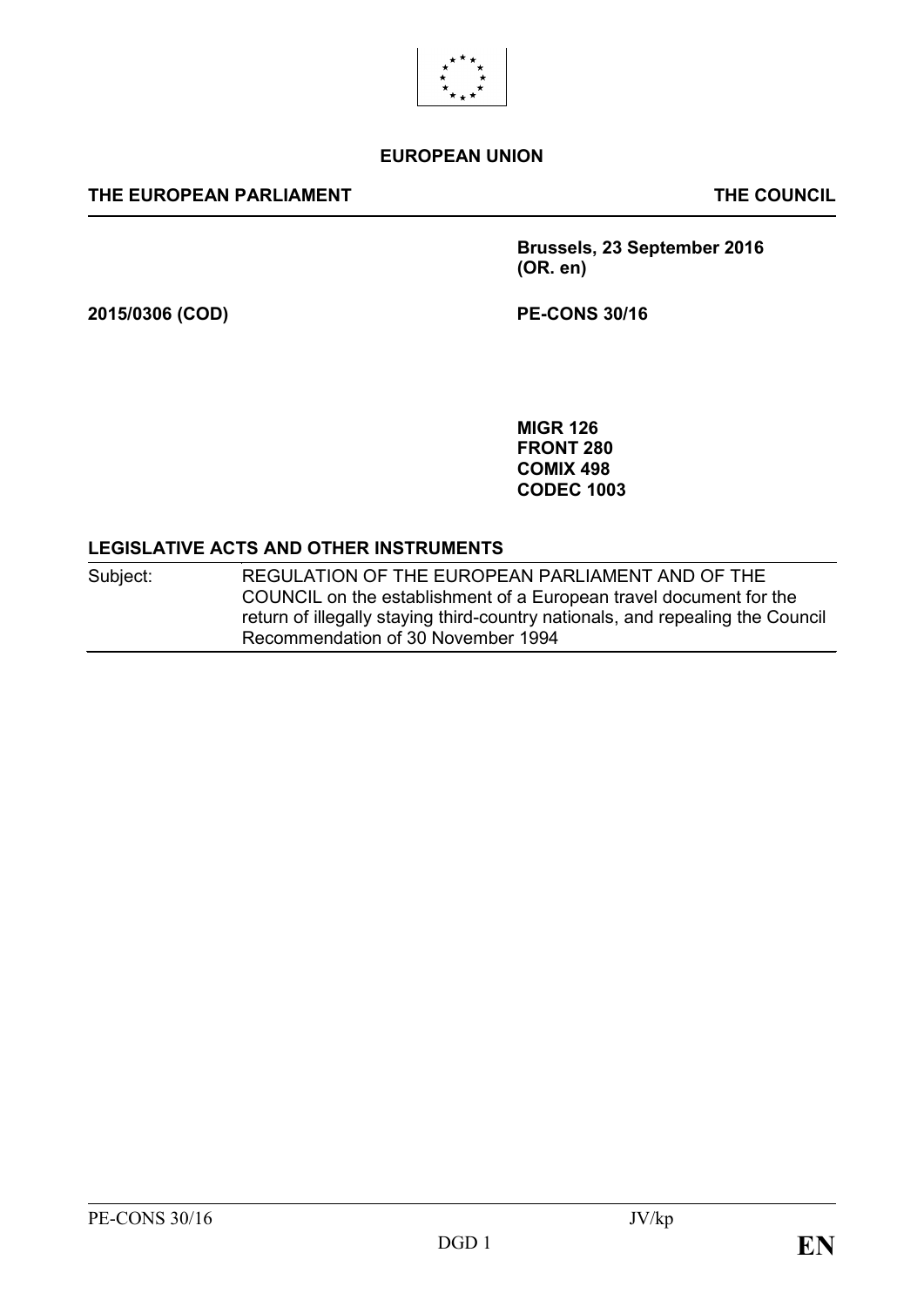**EUROPEAN UNION**

**THE EUROPEAN PARLIAMENT** **THE COUNCIL**

**Brussels, 23 September 2016 (OR. en)**

**2015/0306 (COD)**

**PE-CONS 30/16**

**MIGR 126**
**FRONT 280**
**COMIX 498**
**CODEC 1003**

**LEGISLATIVE ACTS AND OTHER INSTRUMENTS**

| | |
|---|---|
| Subject: | REGULATION OF THE EUROPEAN PARLIAMENT AND OF THE COUNCIL on the establishment of a European travel document for the return of illegally staying third-country nationals, and repealing the Council Recommendation of 30 November 1994 |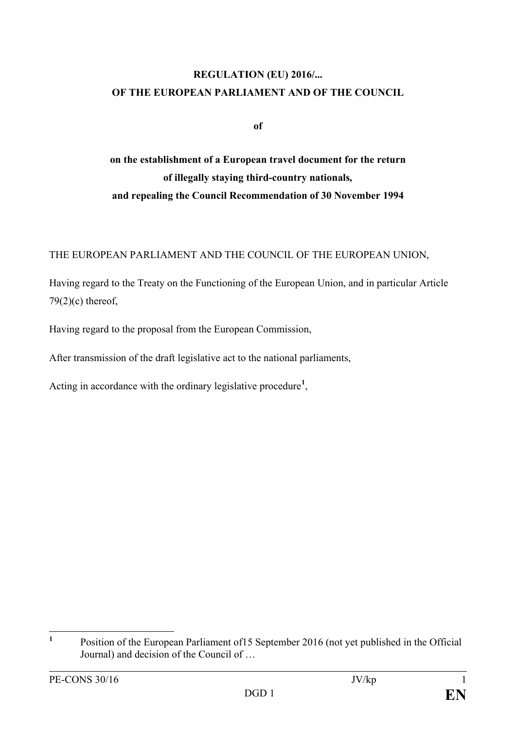**REGULATION (EU) 2016/...**
**OF THE EUROPEAN PARLIAMENT AND OF THE COUNCIL**

**of**

**on the establishment of a European travel document for the return of illegally staying third-country nationals, and repealing the Council Recommendation of 30 November 1994**

THE EUROPEAN PARLIAMENT AND THE COUNCIL OF THE EUROPEAN UNION,

Having regard to the Treaty on the Functioning of the European Union, and in particular Article 79(2)(c) thereof,

Having regard to the proposal from the European Commission,

After transmission of the draft legislative act to the national parliaments,

Acting in accordance with the ordinary legislative procedure[1],

[1] Position of the European Parliament of15 September 2016 (not yet published in the Official Journal) and decision of the Council of …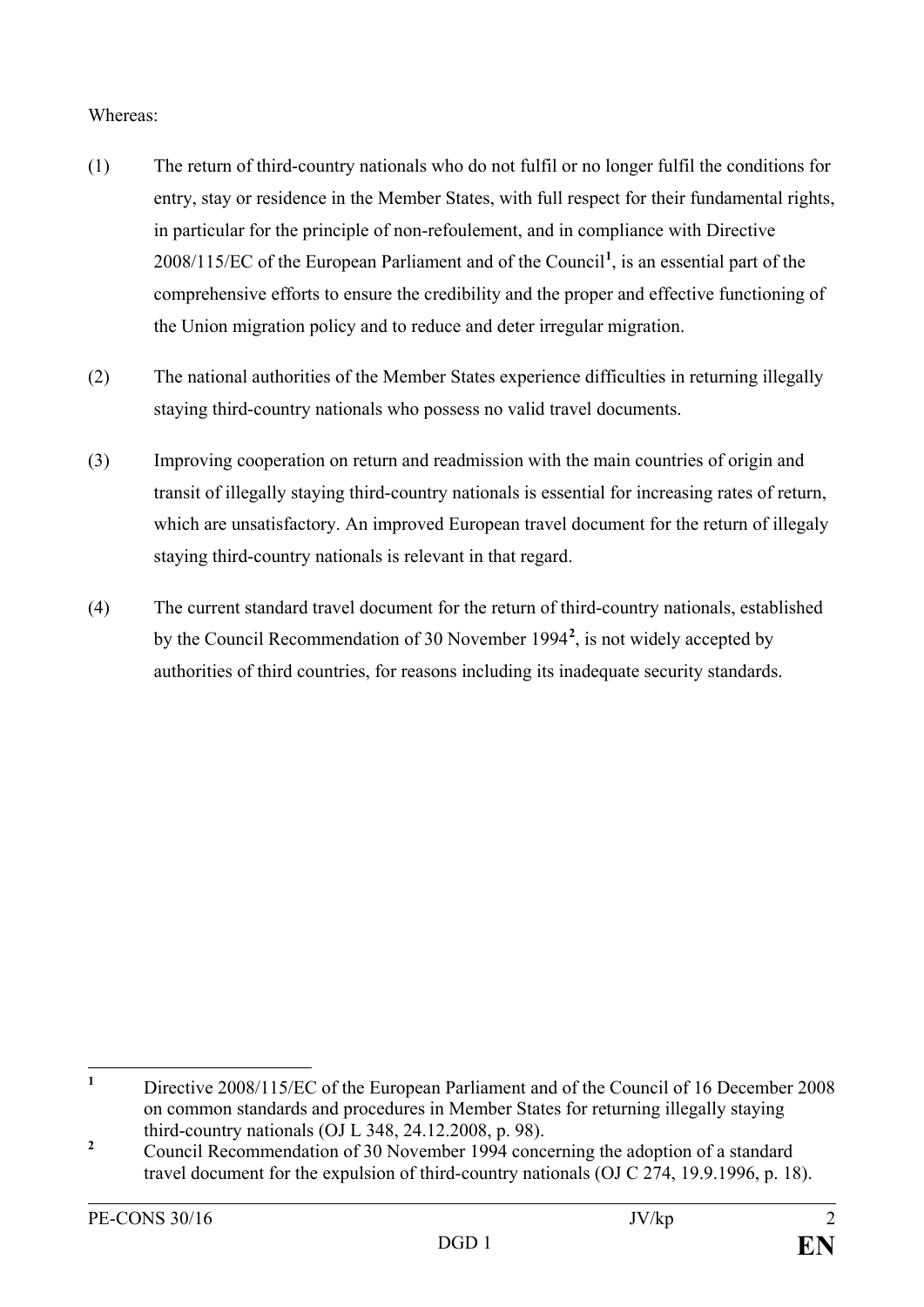Whereas:

(1) The return of third-country nationals who do not fulfil or no longer fulfil the conditions for entry, stay or residence in the Member States, with full respect for their fundamental rights, in particular for the principle of non-refoulement, and in compliance with Directive 2008/115/EC of the European Parliament and of the Council[1], is an essential part of the comprehensive efforts to ensure the credibility and the proper and effective functioning of the Union migration policy and to reduce and deter irregular migration.

(2) The national authorities of the Member States experience difficulties in returning illegally staying third-country nationals who possess no valid travel documents.

(3) Improving cooperation on return and readmission with the main countries of origin and transit of illegally staying third-country nationals is essential for increasing rates of return, which are unsatisfactory. An improved European travel document for the return of illegaly staying third-country nationals is relevant in that regard.

(4) The current standard travel document for the return of third-country nationals, established by the Council Recommendation of 30 November 1994[2], is not widely accepted by authorities of third countries, for reasons including its inadequate security standards.

---

[1] Directive 2008/115/EC of the European Parliament and of the Council of 16 December 2008 on common standards and procedures in Member States for returning illegally staying third-country nationals (OJ L 348, 24.12.2008, p. 98).

[2] Council Recommendation of 30 November 1994 concerning the adoption of a standard travel document for the expulsion of third-country nationals (OJ C 274, 19.9.1996, p. 18).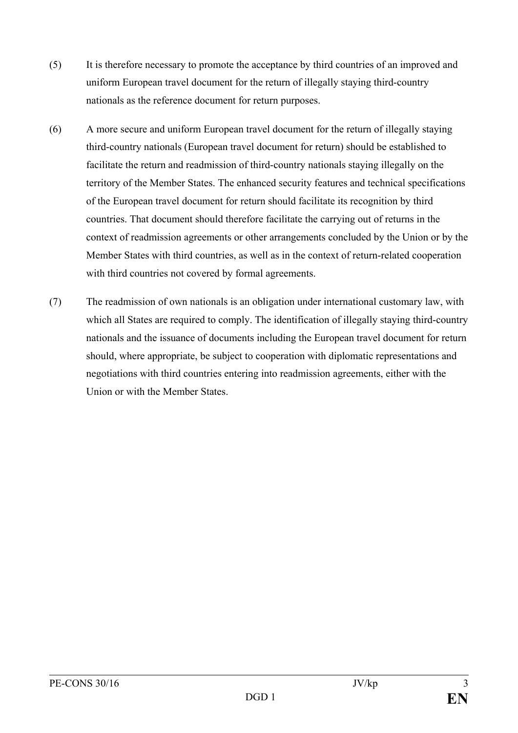(5) It is therefore necessary to promote the acceptance by third countries of an improved and uniform European travel document for the return of illegally staying third-country nationals as the reference document for return purposes.

(6) A more secure and uniform European travel document for the return of illegally staying third-country nationals (European travel document for return) should be established to facilitate the return and readmission of third-country nationals staying illegally on the territory of the Member States. The enhanced security features and technical specifications of the European travel document for return should facilitate its recognition by third countries. That document should therefore facilitate the carrying out of returns in the context of readmission agreements or other arrangements concluded by the Union or by the Member States with third countries, as well as in the context of return-related cooperation with third countries not covered by formal agreements.

(7) The readmission of own nationals is an obligation under international customary law, with which all States are required to comply. The identification of illegally staying third-country nationals and the issuance of documents including the European travel document for return should, where appropriate, be subject to cooperation with diplomatic representations and negotiations with third countries entering into readmission agreements, either with the Union or with the Member States.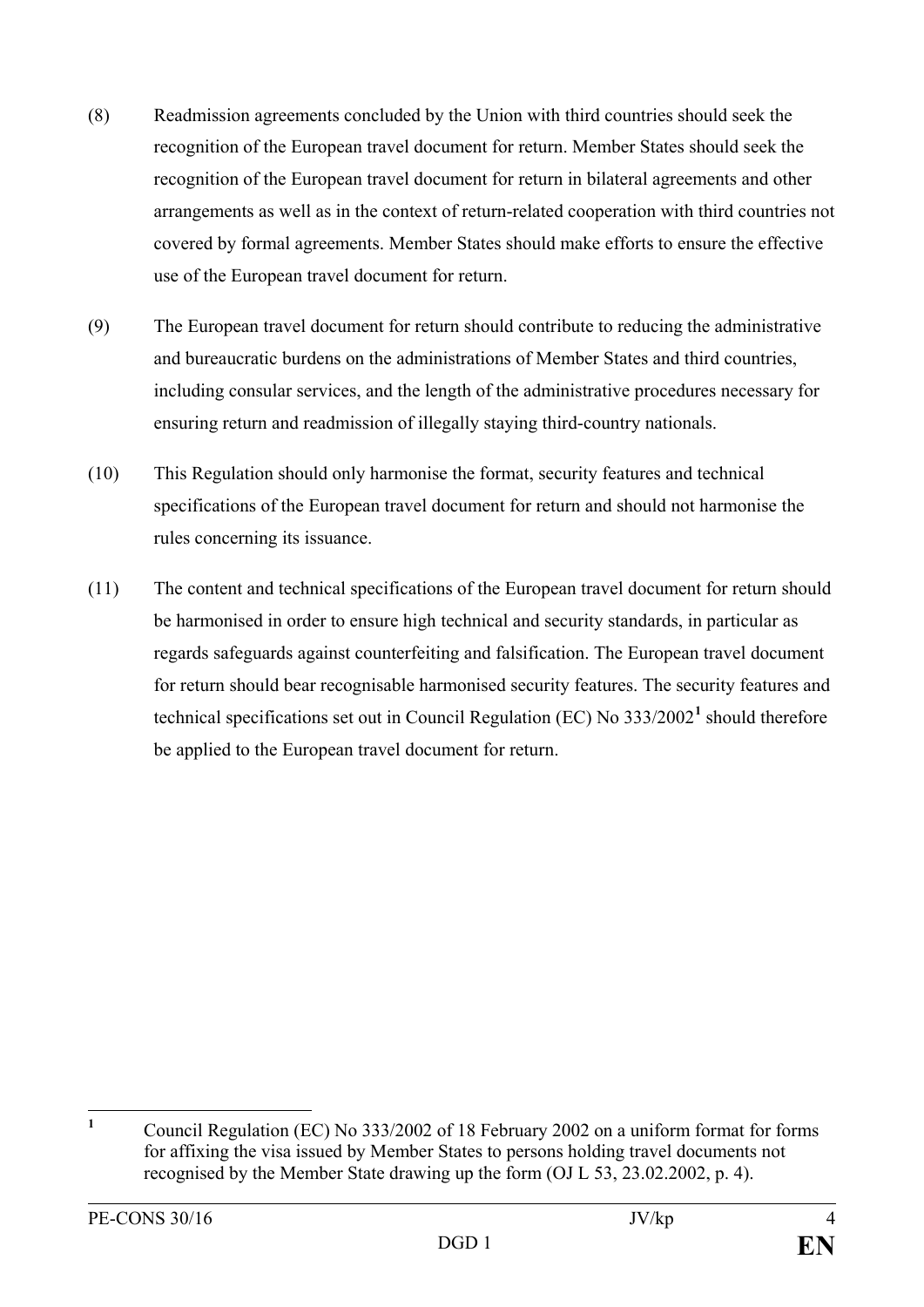(8) Readmission agreements concluded by the Union with third countries should seek the recognition of the European travel document for return. Member States should seek the recognition of the European travel document for return in bilateral agreements and other arrangements as well as in the context of return-related cooperation with third countries not covered by formal agreements. Member States should make efforts to ensure the effective use of the European travel document for return.

(9) The European travel document for return should contribute to reducing the administrative and bureaucratic burdens on the administrations of Member States and third countries, including consular services, and the length of the administrative procedures necessary for ensuring return and readmission of illegally staying third-country nationals.

(10) This Regulation should only harmonise the format, security features and technical specifications of the European travel document for return and should not harmonise the rules concerning its issuance.

(11) The content and technical specifications of the European travel document for return should be harmonised in order to ensure high technical and security standards, in particular as regards safeguards against counterfeiting and falsification. The European travel document for return should bear recognisable harmonised security features. The security features and technical specifications set out in Council Regulation (EC) No 333/2002[1] should therefore be applied to the European travel document for return.

[1] Council Regulation (EC) No 333/2002 of 18 February 2002 on a uniform format for forms for affixing the visa issued by Member States to persons holding travel documents not recognised by the Member State drawing up the form (OJ L 53, 23.02.2002, p. 4).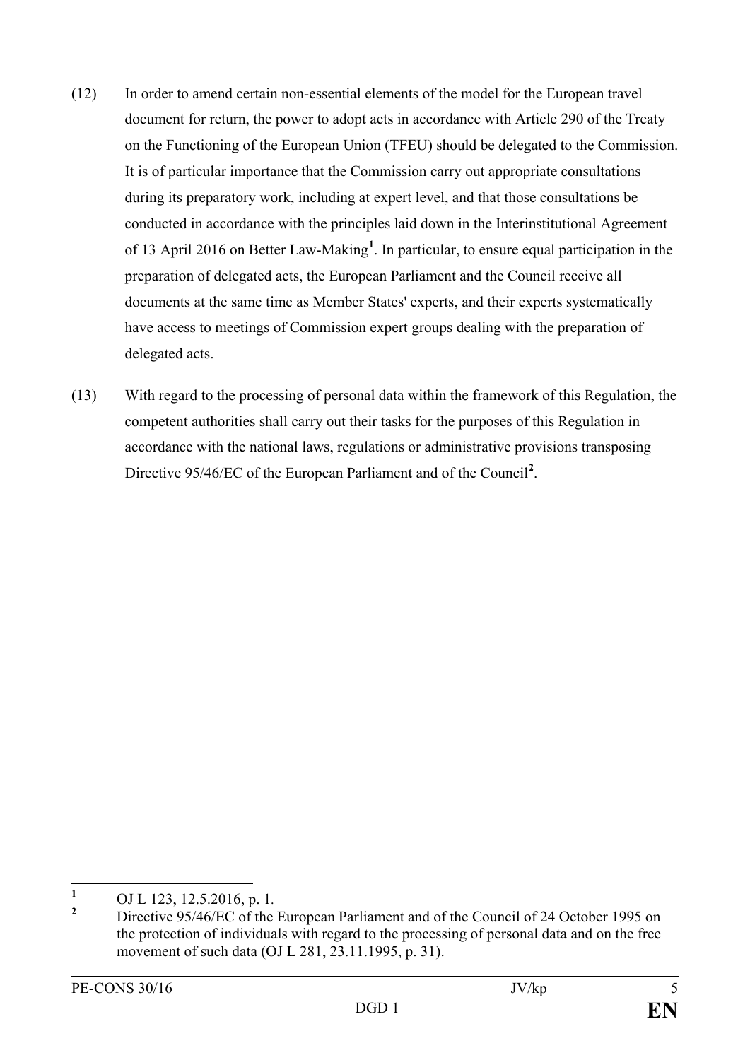(12) In order to amend certain non-essential elements of the model for the European travel document for return, the power to adopt acts in accordance with Article 290 of the Treaty on the Functioning of the European Union (TFEU) should be delegated to the Commission. It is of particular importance that the Commission carry out appropriate consultations during its preparatory work, including at expert level, and that those consultations be conducted in accordance with the principles laid down in the Interinstitutional Agreement of 13 April 2016 on Better Law-Making[1]. In particular, to ensure equal participation in the preparation of delegated acts, the European Parliament and the Council receive all documents at the same time as Member States' experts, and their experts systematically have access to meetings of Commission expert groups dealing with the preparation of delegated acts.

(13) With regard to the processing of personal data within the framework of this Regulation, the competent authorities shall carry out their tasks for the purposes of this Regulation in accordance with the national laws, regulations or administrative provisions transposing Directive 95/46/EC of the European Parliament and of the Council[2].

---

[1] OJ L 123, 12.5.2016, p. 1.

[2] Directive 95/46/EC of the European Parliament and of the Council of 24 October 1995 on the protection of individuals with regard to the processing of personal data and on the free movement of such data (OJ L 281, 23.11.1995, p. 31).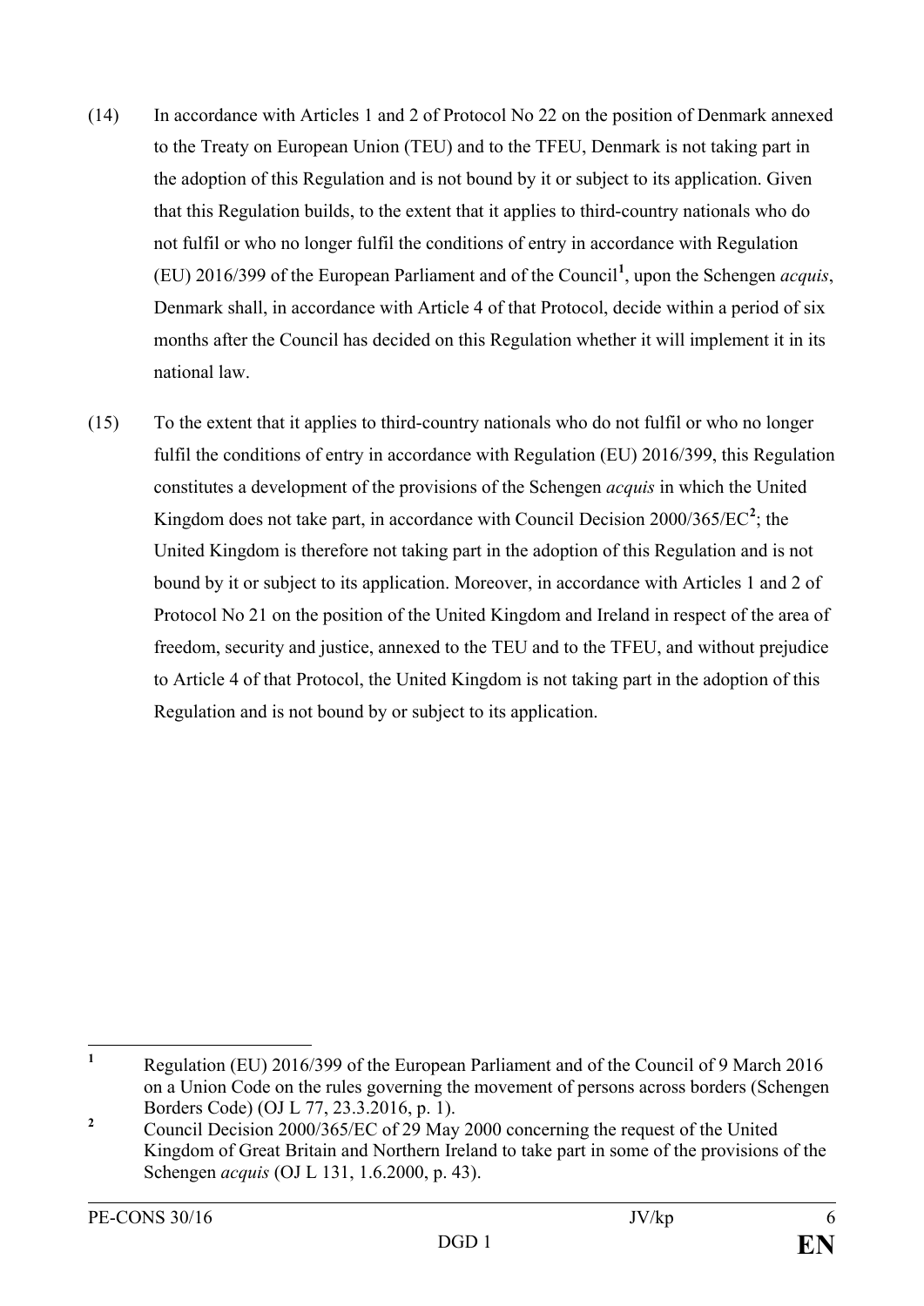(14) In accordance with Articles 1 and 2 of Protocol No 22 on the position of Denmark annexed to the Treaty on European Union (TEU) and to the TFEU, Denmark is not taking part in the adoption of this Regulation and is not bound by it or subject to its application. Given that this Regulation builds, to the extent that it applies to third-country nationals who do not fulfil or who no longer fulfil the conditions of entry in accordance with Regulation (EU) 2016/399 of the European Parliament and of the Council[1], upon the Schengen *acquis*, Denmark shall, in accordance with Article 4 of that Protocol, decide within a period of six months after the Council has decided on this Regulation whether it will implement it in its national law.

(15) To the extent that it applies to third-country nationals who do not fulfil or who no longer fulfil the conditions of entry in accordance with Regulation (EU) 2016/399, this Regulation constitutes a development of the provisions of the Schengen *acquis* in which the United Kingdom does not take part, in accordance with Council Decision 2000/365/EC[2]; the United Kingdom is therefore not taking part in the adoption of this Regulation and is not bound by it or subject to its application. Moreover, in accordance with Articles 1 and 2 of Protocol No 21 on the position of the United Kingdom and Ireland in respect of the area of freedom, security and justice, annexed to the TEU and to the TFEU, and without prejudice to Article 4 of that Protocol, the United Kingdom is not taking part in the adoption of this Regulation and is not bound by or subject to its application.

---

[1] Regulation (EU) 2016/399 of the European Parliament and of the Council of 9 March 2016 on a Union Code on the rules governing the movement of persons across borders (Schengen Borders Code) (OJ L 77, 23.3.2016, p. 1).

[2] Council Decision 2000/365/EC of 29 May 2000 concerning the request of the United Kingdom of Great Britain and Northern Ireland to take part in some of the provisions of the Schengen *acquis* (OJ L 131, 1.6.2000, p. 43).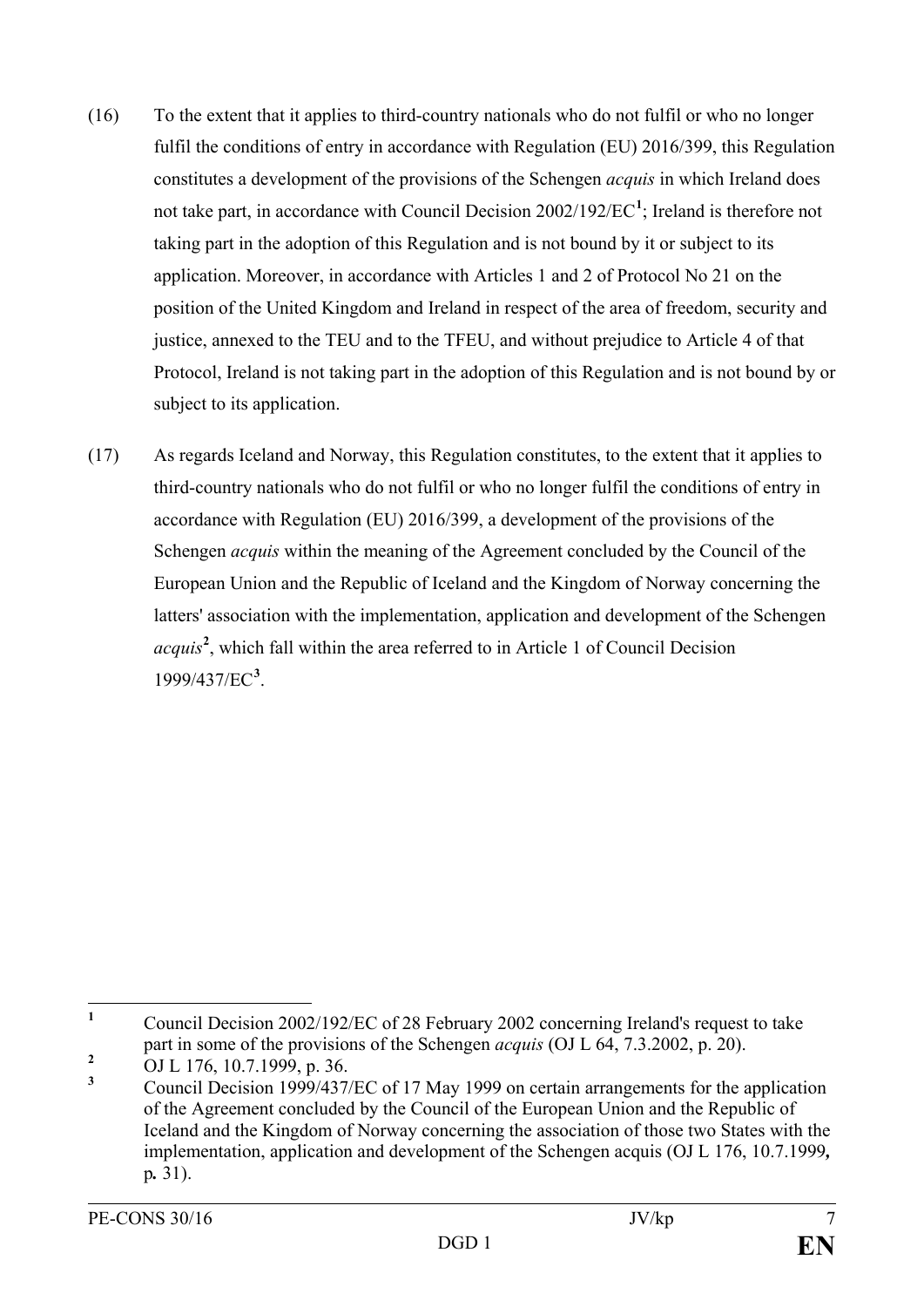(16) To the extent that it applies to third-country nationals who do not fulfil or who no longer fulfil the conditions of entry in accordance with Regulation (EU) 2016/399, this Regulation constitutes a development of the provisions of the Schengen *acquis* in which Ireland does not take part, in accordance with Council Decision 2002/192/EC[1]; Ireland is therefore not taking part in the adoption of this Regulation and is not bound by it or subject to its application. Moreover, in accordance with Articles 1 and 2 of Protocol No 21 on the position of the United Kingdom and Ireland in respect of the area of freedom, security and justice, annexed to the TEU and to the TFEU, and without prejudice to Article 4 of that Protocol, Ireland is not taking part in the adoption of this Regulation and is not bound by or subject to its application.

(17) As regards Iceland and Norway, this Regulation constitutes, to the extent that it applies to third-country nationals who do not fulfil or who no longer fulfil the conditions of entry in accordance with Regulation (EU) 2016/399, a development of the provisions of the Schengen *acquis* within the meaning of the Agreement concluded by the Council of the European Union and the Republic of Iceland and the Kingdom of Norway concerning the latters' association with the implementation, application and development of the Schengen *acquis*[2], which fall within the area referred to in Article 1 of Council Decision 1999/437/EC[3].

---

[1] Council Decision 2002/192/EC of 28 February 2002 concerning Ireland's request to take part in some of the provisions of the Schengen *acquis* (OJ L 64, 7.3.2002, p. 20).

[2] OJ L 176, 10.7.1999, p. 36.

[3] Council Decision 1999/437/EC of 17 May 1999 on certain arrangements for the application of the Agreement concluded by the Council of the European Union and the Republic of Iceland and the Kingdom of Norway concerning the association of those two States with the implementation, application and development of the Schengen acquis (OJ L 176, 10.7.1999, p. 31).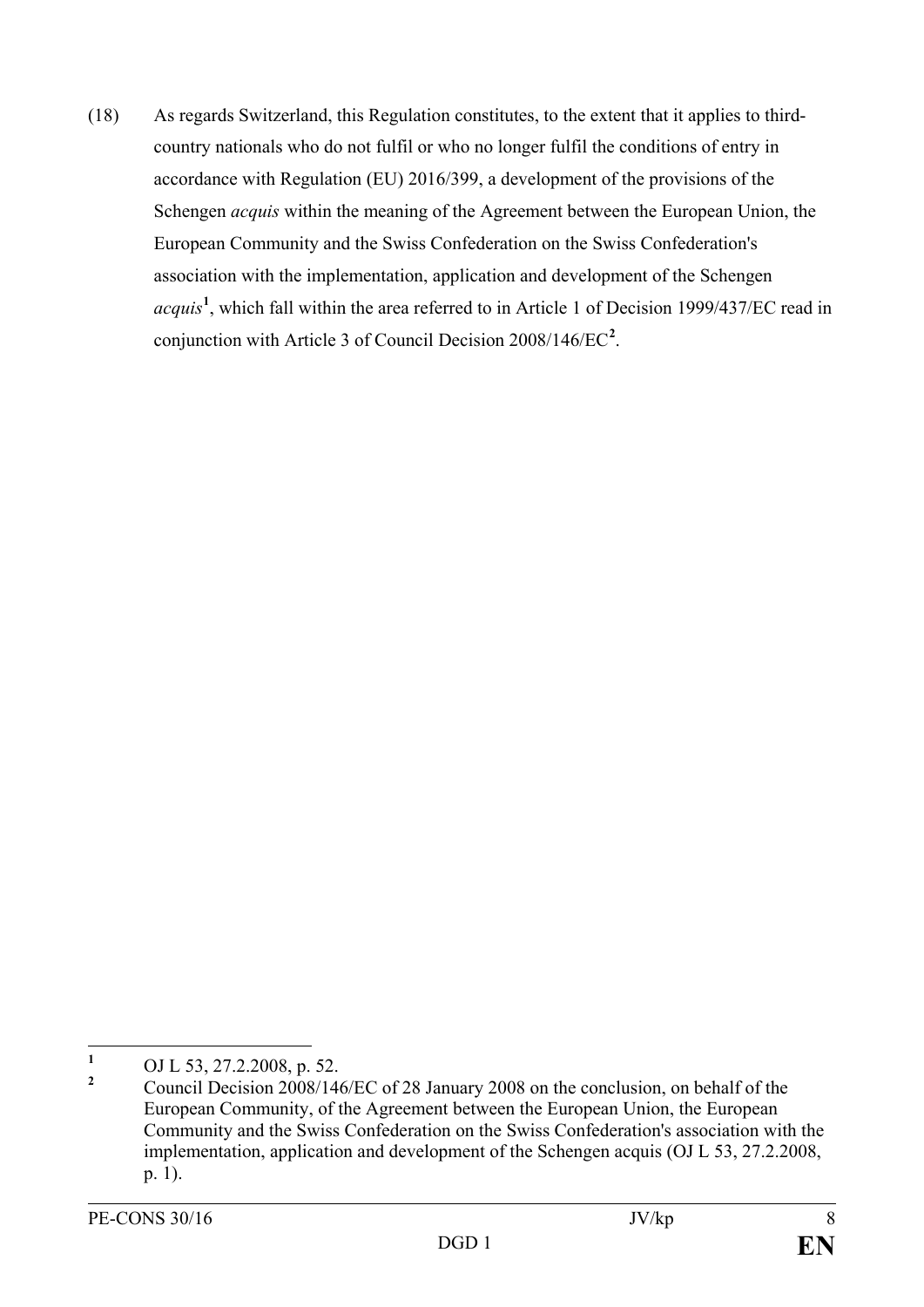(18) As regards Switzerland, this Regulation constitutes, to the extent that it applies to third-country nationals who do not fulfil or who no longer fulfil the conditions of entry in accordance with Regulation (EU) 2016/399, a development of the provisions of the Schengen *acquis* within the meaning of the Agreement between the European Union, the European Community and the Swiss Confederation on the Swiss Confederation's association with the implementation, application and development of the Schengen *acquis*[1], which fall within the area referred to in Article 1 of Decision 1999/437/EC read in conjunction with Article 3 of Council Decision 2008/146/EC[2].

---

[1] OJ L 53, 27.2.2008, p. 52.

[2] Council Decision 2008/146/EC of 28 January 2008 on the conclusion, on behalf of the European Community, of the Agreement between the European Union, the European Community and the Swiss Confederation on the Swiss Confederation's association with the implementation, application and development of the Schengen acquis (OJ L 53, 27.2.2008, p. 1).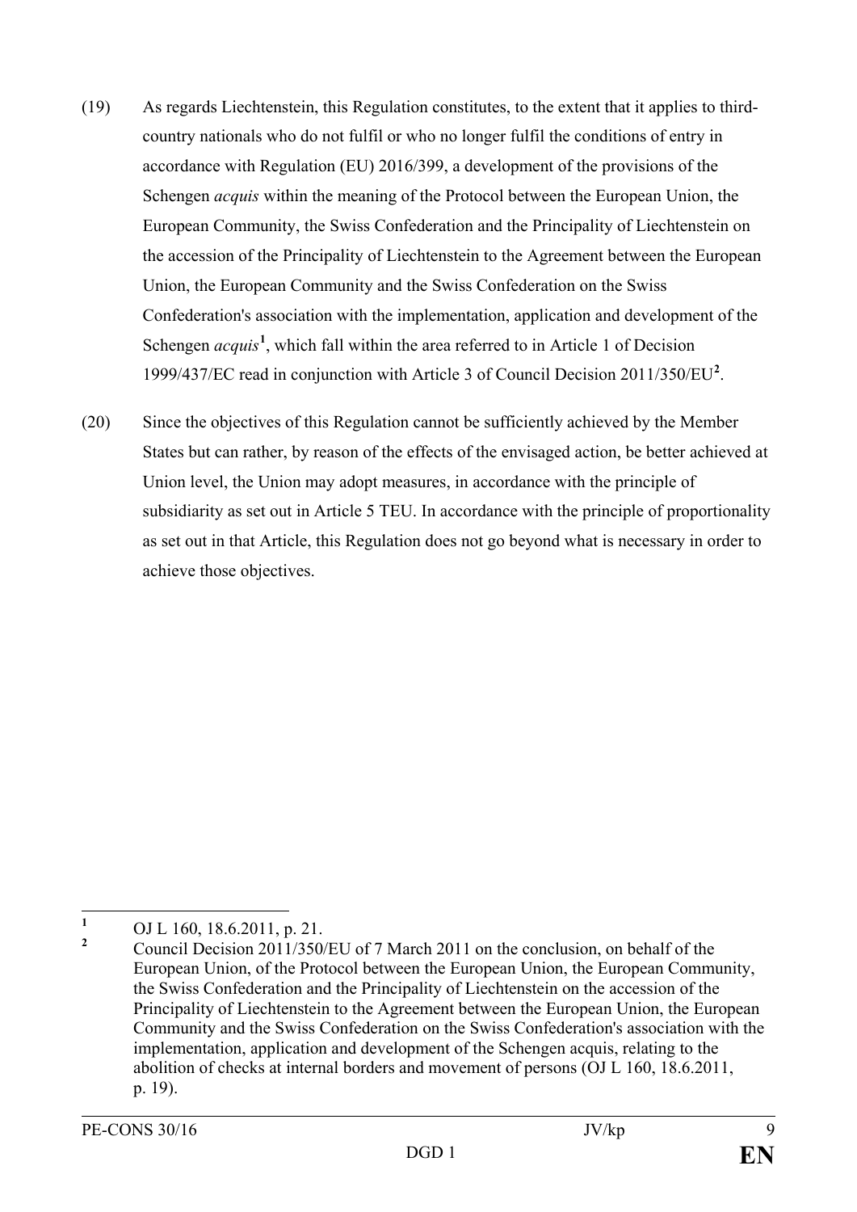(19) As regards Liechtenstein, this Regulation constitutes, to the extent that it applies to third-country nationals who do not fulfil or who no longer fulfil the conditions of entry in accordance with Regulation (EU) 2016/399, a development of the provisions of the Schengen *acquis* within the meaning of the Protocol between the European Union, the European Community, the Swiss Confederation and the Principality of Liechtenstein on the accession of the Principality of Liechtenstein to the Agreement between the European Union, the European Community and the Swiss Confederation on the Swiss Confederation's association with the implementation, application and development of the Schengen *acquis*[1], which fall within the area referred to in Article 1 of Decision 1999/437/EC read in conjunction with Article 3 of Council Decision 2011/350/EU[2].

(20) Since the objectives of this Regulation cannot be sufficiently achieved by the Member States but can rather, by reason of the effects of the envisaged action, be better achieved at Union level, the Union may adopt measures, in accordance with the principle of subsidiarity as set out in Article 5 TEU. In accordance with the principle of proportionality as set out in that Article, this Regulation does not go beyond what is necessary in order to achieve those objectives.

---

[1] OJ L 160, 18.6.2011, p. 21.

[2] Council Decision 2011/350/EU of 7 March 2011 on the conclusion, on behalf of the European Union, of the Protocol between the European Union, the European Community, the Swiss Confederation and the Principality of Liechtenstein on the accession of the Principality of Liechtenstein to the Agreement between the European Union, the European Community and the Swiss Confederation on the Swiss Confederation's association with the implementation, application and development of the Schengen acquis, relating to the abolition of checks at internal borders and movement of persons (OJ L 160, 18.6.2011, p. 19).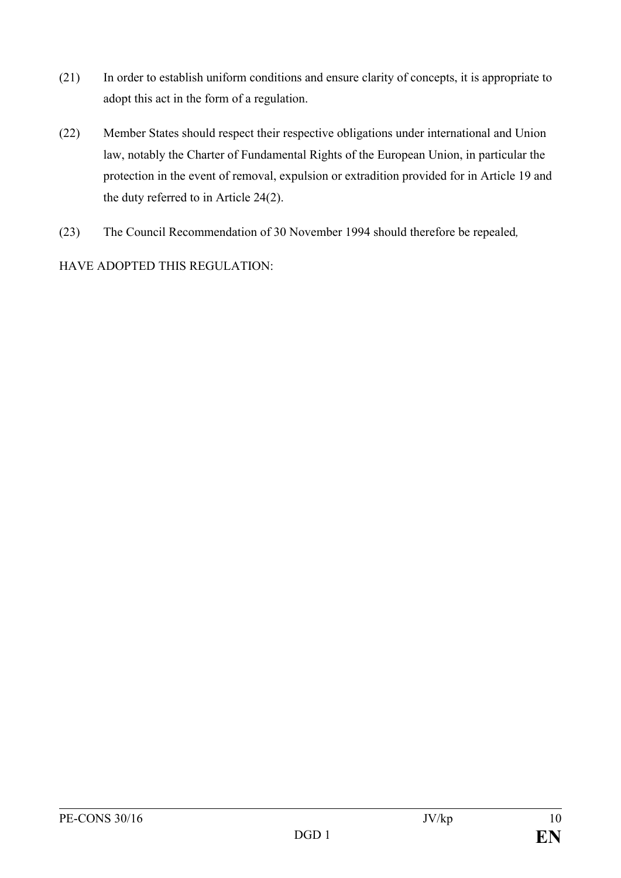(21) In order to establish uniform conditions and ensure clarity of concepts, it is appropriate to adopt this act in the form of a regulation.

(22) Member States should respect their respective obligations under international and Union law, notably the Charter of Fundamental Rights of the European Union, in particular the protection in the event of removal, expulsion or extradition provided for in Article 19 and the duty referred to in Article 24(2).

(23) The Council Recommendation of 30 November 1994 should therefore be repealed*,*

HAVE ADOPTED THIS REGULATION: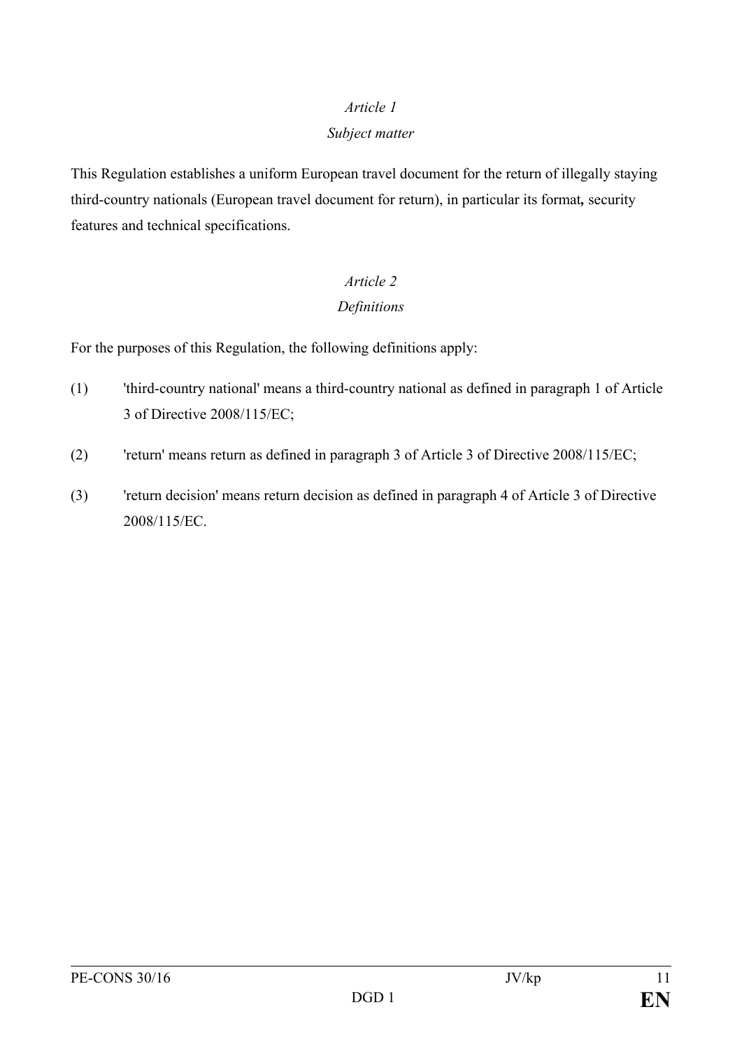*Article 1*

*Subject matter*

This Regulation establishes a uniform European travel document for the return of illegally staying third-country nationals (European travel document for return), in particular its format**,** security features and technical specifications.

*Article 2*

*Definitions*

For the purposes of this Regulation, the following definitions apply:

(1) 'third-country national' means a third-country national as defined in paragraph 1 of Article 3 of Directive 2008/115/EC;

(2) 'return' means return as defined in paragraph 3 of Article 3 of Directive 2008/115/EC;

(3) 'return decision' means return decision as defined in paragraph 4 of Article 3 of Directive 2008/115/EC.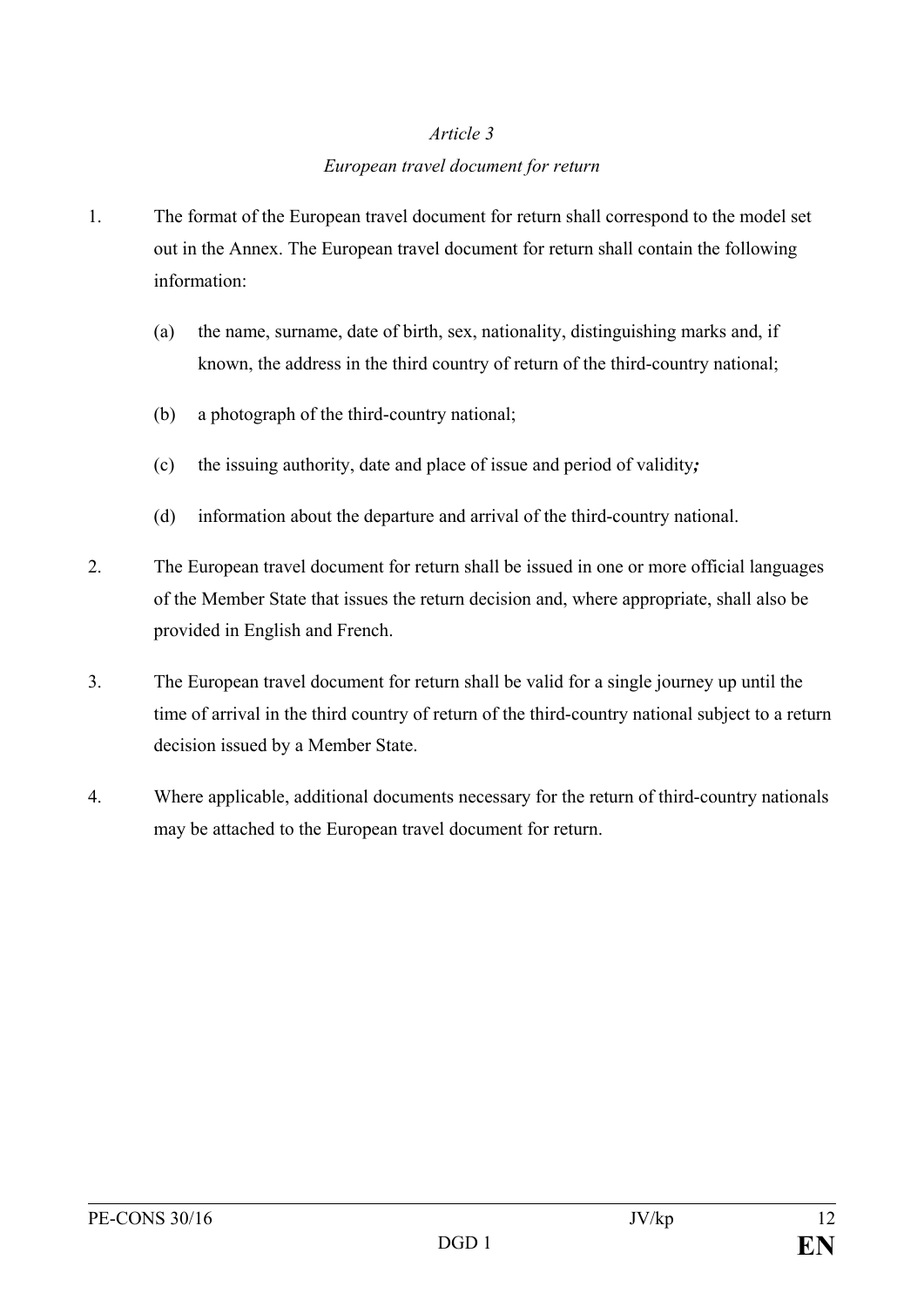*Article 3*

*European travel document for return*

1. The format of the European travel document for return shall correspond to the model set out in the Annex. The European travel document for return shall contain the following information:

   (a) the name, surname, date of birth, sex, nationality, distinguishing marks and, if known, the address in the third country of return of the third-country national;

   (b) a photograph of the third-country national;

   (c) the issuing authority, date and place of issue and period of validity*;*

   (d) information about the departure and arrival of the third-country national.

2. The European travel document for return shall be issued in one or more official languages of the Member State that issues the return decision and, where appropriate, shall also be provided in English and French.

3. The European travel document for return shall be valid for a single journey up until the time of arrival in the third country of return of the third-country national subject to a return decision issued by a Member State.

4. Where applicable, additional documents necessary for the return of third-country nationals may be attached to the European travel document for return.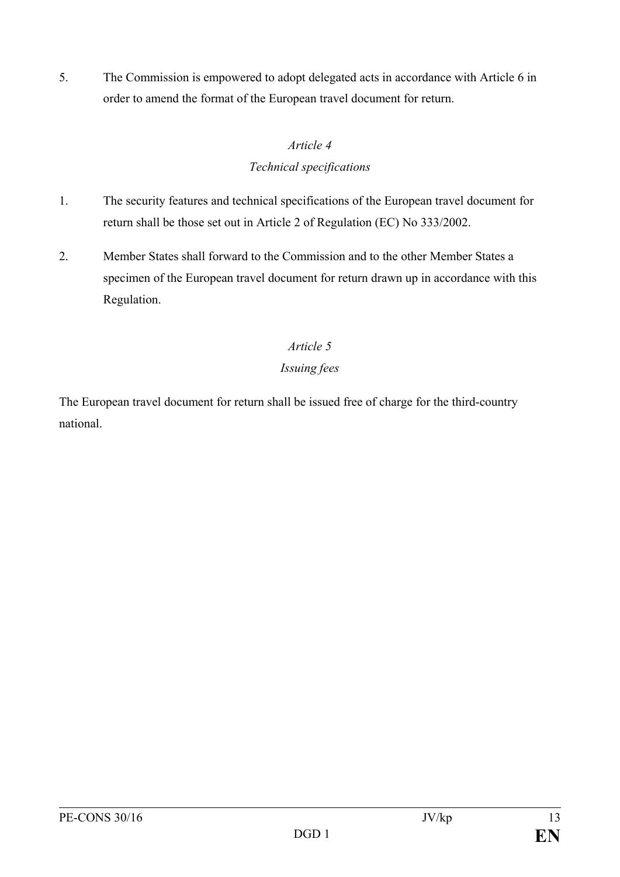5. The Commission is empowered to adopt delegated acts in accordance with Article 6 in order to amend the format of the European travel document for return.

*Article 4*

*Technical specifications*

1. The security features and technical specifications of the European travel document for return shall be those set out in Article 2 of Regulation (EC) No 333/2002.

2. Member States shall forward to the Commission and to the other Member States a specimen of the European travel document for return drawn up in accordance with this Regulation.

*Article 5*

*Issuing fees*

The European travel document for return shall be issued free of charge for the third-country national.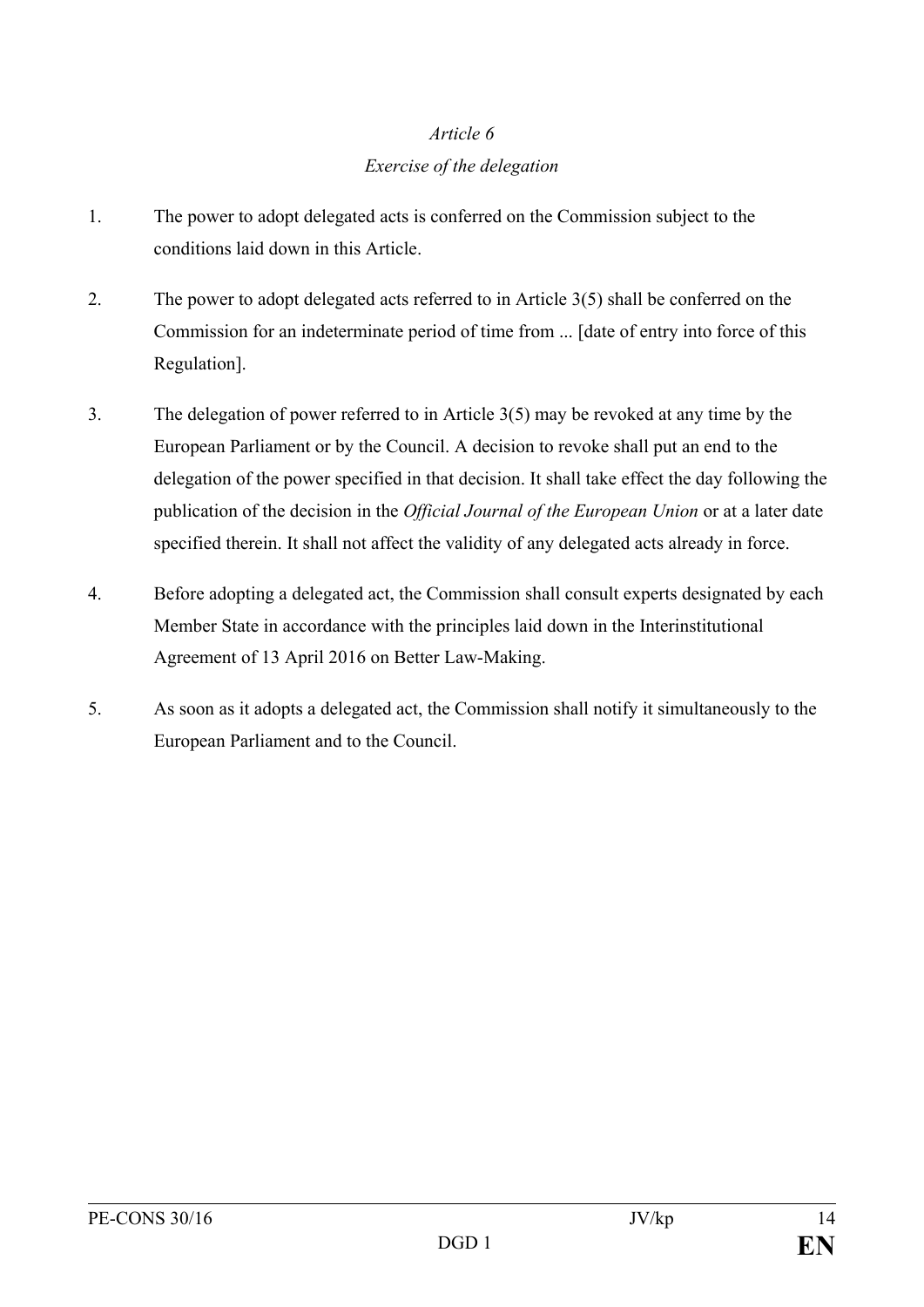*Article 6*

*Exercise of the delegation*

1. The power to adopt delegated acts is conferred on the Commission subject to the conditions laid down in this Article.

2. The power to adopt delegated acts referred to in Article 3(5) shall be conferred on the Commission for an indeterminate period of time from ... [date of entry into force of this Regulation].

3. The delegation of power referred to in Article 3(5) may be revoked at any time by the European Parliament or by the Council. A decision to revoke shall put an end to the delegation of the power specified in that decision. It shall take effect the day following the publication of the decision in the *Official Journal of the European Union* or at a later date specified therein. It shall not affect the validity of any delegated acts already in force.

4. Before adopting a delegated act, the Commission shall consult experts designated by each Member State in accordance with the principles laid down in the Interinstitutional Agreement of 13 April 2016 on Better Law-Making.

5. As soon as it adopts a delegated act, the Commission shall notify it simultaneously to the European Parliament and to the Council.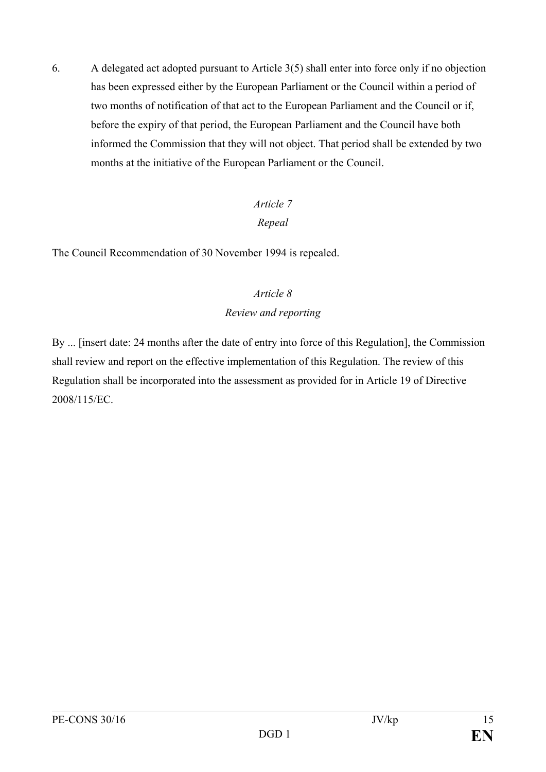6. A delegated act adopted pursuant to Article 3(5) shall enter into force only if no objection has been expressed either by the European Parliament or the Council within a period of two months of notification of that act to the European Parliament and the Council or if, before the expiry of that period, the European Parliament and the Council have both informed the Commission that they will not object. That period shall be extended by two months at the initiative of the European Parliament or the Council.

*Article 7*

*Repeal*

The Council Recommendation of 30 November 1994 is repealed.

*Article 8*

*Review and reporting*

By ... [insert date: 24 months after the date of entry into force of this Regulation], the Commission shall review and report on the effective implementation of this Regulation. The review of this Regulation shall be incorporated into the assessment as provided for in Article 19 of Directive 2008/115/EC.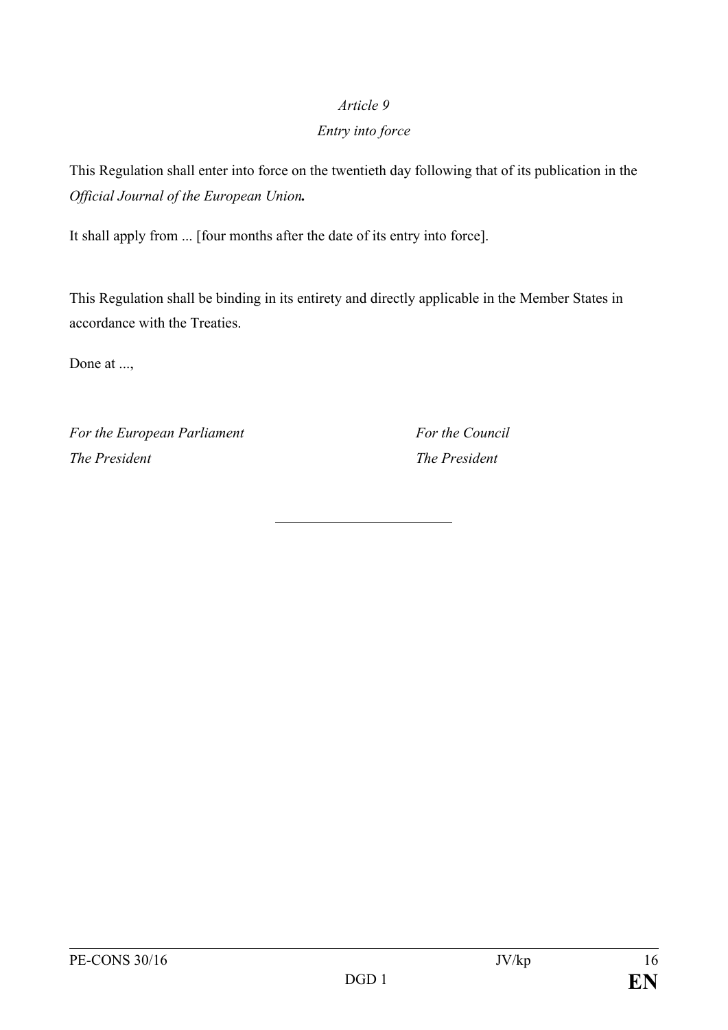*Article 9*

*Entry into force*

This Regulation shall enter into force on the twentieth day following that of its publication in the *Official Journal of the European Union.*

It shall apply from ... [four months after the date of its entry into force].

This Regulation shall be binding in its entirety and directly applicable in the Member States in accordance with the Treaties.

Done at ...,

*For the European Parliament*
*The President*

*For the Council*
*The President*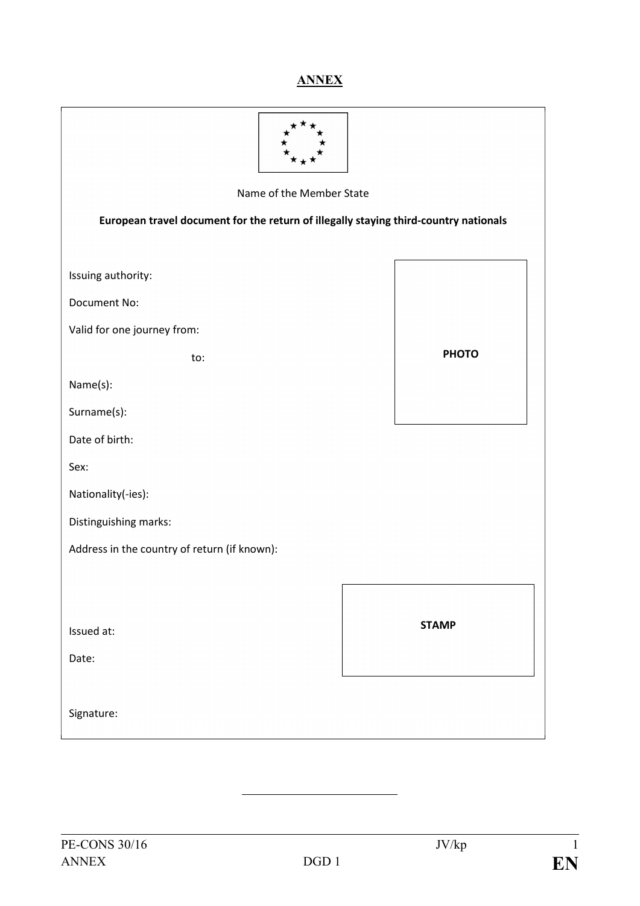## ANNEX

Name of the Member State

**European travel document for the return of illegally staying third-country nationals**

Issuing authority:

Document No:

Valid for one journey from:

to:

**PHOTO**

Name(s):

Surname(s):

Date of birth:

Sex:

Nationality(-ies):

Distinguishing marks:

Address in the country of return (if known):

**STAMP**

Issued at:

Date:

Signature: